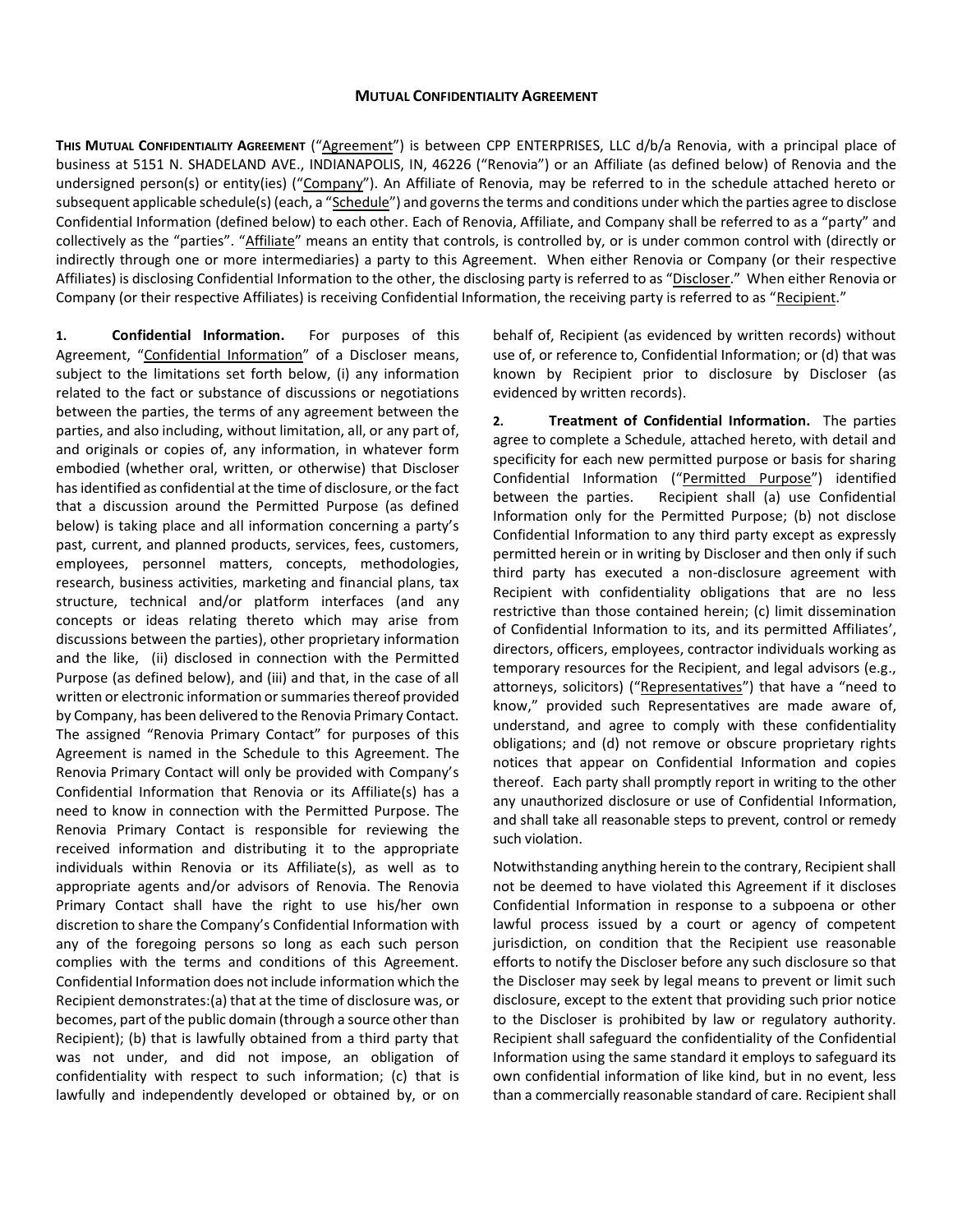# MUTUAL CONFIDENTIALITY AGREEMENT

**THIS MUTUAL CONFIDENTIALITY AGREEMENT** ("Agreement") is between CPP ENTERPRISES, LLC d/b/a Renovia, with a principal place of business at 5151 N. SHADELAND AVE., INDIANAPOLIS, IN, 46226 ("Renovia") or an Affiliate (as defined below) of Renovia and the undersigned person(s) or entity(ies) ("Company"). An Affiliate of Renovia, may be referred to in the schedule attached hereto or subsequent applicable schedule(s) (each, a "Schedule") and governs the terms and conditions under which the parties agree to disclose Confidential Information (defined below) to each other. Each of Renovia, Affiliate, and Company shall be referred to as a "party" and collectively as the "parties". "Affiliate" means an entity that controls, is controlled by, or is under common control with (directly or indirectly through one or more intermediaries) a party to this Agreement. When either Renovia or Company (or their respective Affiliates) is disclosing Confidential Information to the other, the disclosing party is referred to as "Discloser." When either Renovia or Company (or their respective Affiliates) is receiving Confidential Information, the receiving party is referred to as "Recipient."

**1. Confidential Information.** For purposes of this Agreement, "Confidential Information" of a Discloser means, subject to the limitations set forth below, (i) any information related to the fact or substance of discussions or negotiations between the parties, the terms of any agreement between the parties, and also including, without limitation, all, or any part of, and originals or copies of, any information, in whatever form embodied (whether oral, written, or otherwise) that Discloser has identified as confidential at the time of disclosure, or the fact that a discussion around the Permitted Purpose (as defined below) is taking place and all information concerning a party's past, current, and planned products, services, fees, customers, employees, personnel matters, concepts, methodologies, research, business activities, marketing and financial plans, tax structure, technical and/or platform interfaces (and any concepts or ideas relating thereto which may arise from discussions between the parties), other proprietary information and the like, (ii) disclosed in connection with the Permitted Purpose (as defined below), and (iii) and that, in the case of all written or electronic information or summaries thereof provided by Company, has been delivered to the Renovia Primary Contact. The assigned "Renovia Primary Contact" for purposes of this Agreement is named in the Schedule to this Agreement. The Renovia Primary Contact will only be provided with Company's Confidential Information that Renovia or its Affiliate(s) has a need to know in connection with the Permitted Purpose. The Renovia Primary Contact is responsible for reviewing the received information and distributing it to the appropriate individuals within Renovia or its Affiliate(s), as well as to appropriate agents and/or advisors of Renovia. The Renovia Primary Contact shall have the right to use his/her own discretion to share the Company's Confidential Information with any of the foregoing persons so long as each such person complies with the terms and conditions of this Agreement. Confidential Information does not include information which the Recipient demonstrates:(a) that at the time of disclosure was, or becomes, part of the public domain (through a source other than Recipient); (b) that is lawfully obtained from a third party that was not under, and did not impose, an obligation of confidentiality with respect to such information; (c) that is lawfully and independently developed or obtained by, or on behalf of, Recipient (as evidenced by written records) without use of, or reference to, Confidential Information; or (d) that was known by Recipient prior to disclosure by Discloser (as evidenced by written records).

**2. Treatment of Confidential Information.** The parties agree to complete a Schedule, attached hereto, with detail and specificity for each new permitted purpose or basis for sharing Confidential Information ("Permitted Purpose") identified between the parties. Recipient shall (a) use Confidential Information only for the Permitted Purpose; (b) not disclose Confidential Information to any third party except as expressly permitted herein or in writing by Discloser and then only if such third party has executed a non-disclosure agreement with Recipient with confidentiality obligations that are no less restrictive than those contained herein; (c) limit dissemination of Confidential Information to its, and its permitted Affiliates', directors, officers, employees, contractor individuals working as temporary resources for the Recipient, and legal advisors (e.g., attorneys, solicitors) ("Representatives") that have a "need to know," provided such Representatives are made aware of, understand, and agree to comply with these confidentiality obligations; and (d) not remove or obscure proprietary rights notices that appear on Confidential Information and copies thereof. Each party shall promptly report in writing to the other any unauthorized disclosure or use of Confidential Information, and shall take all reasonable steps to prevent, control or remedy such violation.

Notwithstanding anything herein to the contrary, Recipient shall not be deemed to have violated this Agreement if it discloses Confidential Information in response to a subpoena or other lawful process issued by a court or agency of competent jurisdiction, on condition that the Recipient use reasonable efforts to notify the Discloser before any such disclosure so that the Discloser may seek by legal means to prevent or limit such disclosure, except to the extent that providing such prior notice to the Discloser is prohibited by law or regulatory authority. Recipient shall safeguard the confidentiality of the Confidential Information using the same standard it employs to safeguard its own confidential information of like kind, but in no event, less than a commercially reasonable standard of care. Recipient shall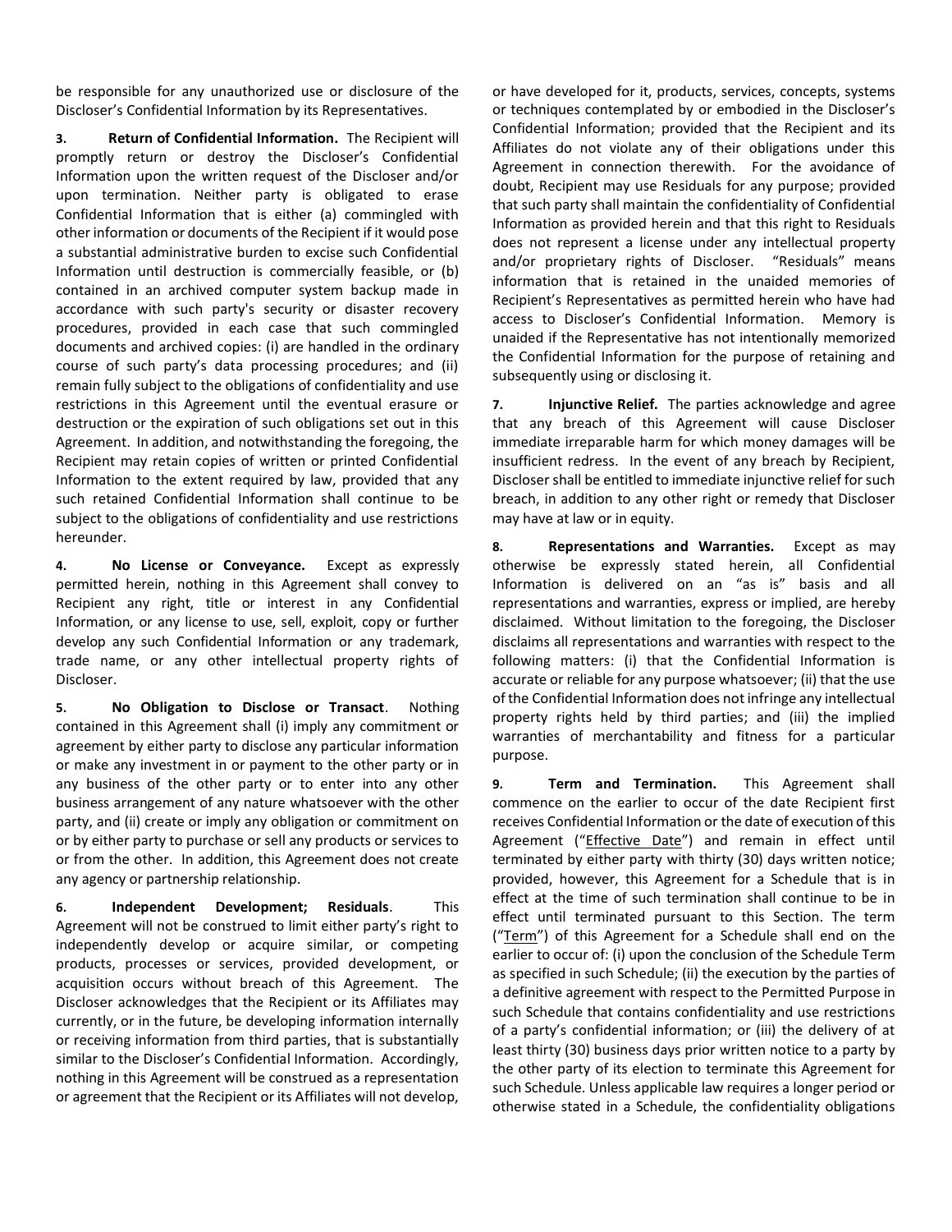be responsible for any unauthorized use or disclosure of the Discloser's Confidential Information by its Representatives.

**3. Return of Confidential Information.** The Recipient will promptly return or destroy the Discloser's Confidential Information upon the written request of the Discloser and/or upon termination. Neither party is obligated to erase Confidential Information that is either (a) commingled with other information or documents of the Recipient if it would pose a substantial administrative burden to excise such Confidential Information until destruction is commercially feasible, or (b) contained in an archived computer system backup made in accordance with such party's security or disaster recovery procedures, provided in each case that such commingled documents and archived copies: (i) are handled in the ordinary course of such party's data processing procedures; and (ii) remain fully subject to the obligations of confidentiality and use restrictions in this Agreement until the eventual erasure or destruction or the expiration of such obligations set out in this Agreement. In addition, and notwithstanding the foregoing, the Recipient may retain copies of written or printed Confidential Information to the extent required by law, provided that any such retained Confidential Information shall continue to be subject to the obligations of confidentiality and use restrictions hereunder.

**4. No License or Conveyance.** Except as expressly permitted herein, nothing in this Agreement shall convey to Recipient any right, title or interest in any Confidential Information, or any license to use, sell, exploit, copy or further develop any such Confidential Information or any trademark, trade name, or any other intellectual property rights of Discloser.

**5. No Obligation to Disclose or Transact.** Nothing contained in this Agreement shall (i) imply any commitment or agreement by either party to disclose any particular information or make any investment in or payment to the other party or in any business of the other party or to enter into any other business arrangement of any nature whatsoever with the other party, and (ii) create or imply any obligation or commitment on or by either party to purchase or sell any products or services to or from the other. In addition, this Agreement does not create any agency or partnership relationship.

**6. Independent Development; Residuals.** This Agreement will not be construed to limit either party's right to independently develop or acquire similar, or competing products, processes or services, provided development, or acquisition occurs without breach of this Agreement. The Discloser acknowledges that the Recipient or its Affiliates may currently, or in the future, be developing information internally or receiving information from third parties, that is substantially similar to the Discloser's Confidential Information. Accordingly, nothing in this Agreement will be construed as a representation or agreement that the Recipient or its Affiliates will not develop, or have developed for it, products, services, concepts, systems or techniques contemplated by or embodied in the Discloser's Confidential Information; provided that the Recipient and its Affiliates do not violate any of their obligations under this Agreement in connection therewith. For the avoidance of doubt, Recipient may use Residuals for any purpose; provided that such party shall maintain the confidentiality of Confidential Information as provided herein and that this right to Residuals does not represent a license under any intellectual property and/or proprietary rights of Discloser. "Residuals" means information that is retained in the unaided memories of Recipient's Representatives as permitted herein who have had access to Discloser's Confidential Information. Memory is unaided if the Representative has not intentionally memorized the Confidential Information for the purpose of retaining and subsequently using or disclosing it.

**7. Injunctive Relief.** The parties acknowledge and agree that any breach of this Agreement will cause Discloser immediate irreparable harm for which money damages will be insufficient redress. In the event of any breach by Recipient, Discloser shall be entitled to immediate injunctive relief for such breach, in addition to any other right or remedy that Discloser may have at law or in equity.

**8. Representations and Warranties.** Except as may otherwise be expressly stated herein, all Confidential Information is delivered on an "as is" basis and all representations and warranties, express or implied, are hereby disclaimed. Without limitation to the foregoing, the Discloser disclaims all representations and warranties with respect to the following matters: (i) that the Confidential Information is accurate or reliable for any purpose whatsoever; (ii) that the use of the Confidential Information does not infringe any intellectual property rights held by third parties; and (iii) the implied warranties of merchantability and fitness for a particular purpose.

**9. Term and Termination.** This Agreement shall commence on the earlier to occur of the date Recipient first receives Confidential Information or the date of execution of this Agreement ("Effective Date") and remain in effect until terminated by either party with thirty (30) days written notice; provided, however, this Agreement for a Schedule that is in effect at the time of such termination shall continue to be in effect until terminated pursuant to this Section. The term ("Term") of this Agreement for a Schedule shall end on the earlier to occur of: (i) upon the conclusion of the Schedule Term as specified in such Schedule; (ii) the execution by the parties of a definitive agreement with respect to the Permitted Purpose in such Schedule that contains confidentiality and use restrictions of a party's confidential information; or (iii) the delivery of at least thirty (30) business days prior written notice to a party by the other party of its election to terminate this Agreement for such Schedule. Unless applicable law requires a longer period or otherwise stated in a Schedule, the confidentiality obligations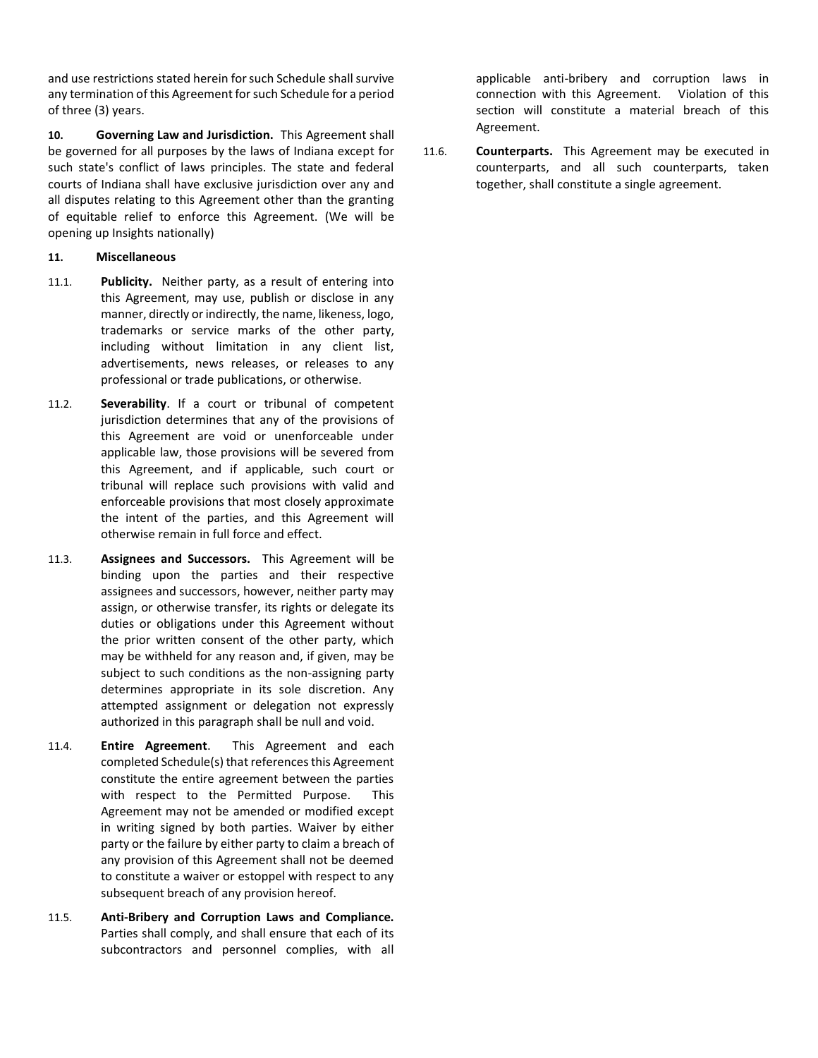and use restrictions stated herein for such Schedule shall survive any termination of this Agreement for such Schedule for a period of three (3) years.

**10. Governing Law and Jurisdiction.** This Agreement shall be governed for all purposes by the laws of Indiana except for such state's conflict of laws principles. The state and federal courts of Indiana shall have exclusive jurisdiction over any and all disputes relating to this Agreement other than the granting of equitable relief to enforce this Agreement. (We will be opening up Insights nationally)

**11. Miscellaneous**

11.1. **Publicity.** Neither party, as a result of entering into this Agreement, may use, publish or disclose in any manner, directly or indirectly, the name, likeness, logo, trademarks or service marks of the other party, including without limitation in any client list, advertisements, news releases, or releases to any professional or trade publications, or otherwise.

11.2. **Severability**. If a court or tribunal of competent jurisdiction determines that any of the provisions of this Agreement are void or unenforceable under applicable law, those provisions will be severed from this Agreement, and if applicable, such court or tribunal will replace such provisions with valid and enforceable provisions that most closely approximate the intent of the parties, and this Agreement will otherwise remain in full force and effect.

11.3. **Assignees and Successors.** This Agreement will be binding upon the parties and their respective assignees and successors, however, neither party may assign, or otherwise transfer, its rights or delegate its duties or obligations under this Agreement without the prior written consent of the other party, which may be withheld for any reason and, if given, may be subject to such conditions as the non-assigning party determines appropriate in its sole discretion. Any attempted assignment or delegation not expressly authorized in this paragraph shall be null and void.

11.4. **Entire Agreement**. This Agreement and each completed Schedule(s) that references this Agreement constitute the entire agreement between the parties with respect to the Permitted Purpose. This Agreement may not be amended or modified except in writing signed by both parties. Waiver by either party or the failure by either party to claim a breach of any provision of this Agreement shall not be deemed to constitute a waiver or estoppel with respect to any subsequent breach of any provision hereof.

11.5. **Anti-Bribery and Corruption Laws and Compliance.** Parties shall comply, and shall ensure that each of its subcontractors and personnel complies, with all applicable anti-bribery and corruption laws in connection with this Agreement. Violation of this section will constitute a material breach of this Agreement.

11.6. **Counterparts.** This Agreement may be executed in counterparts, and all such counterparts, taken together, shall constitute a single agreement.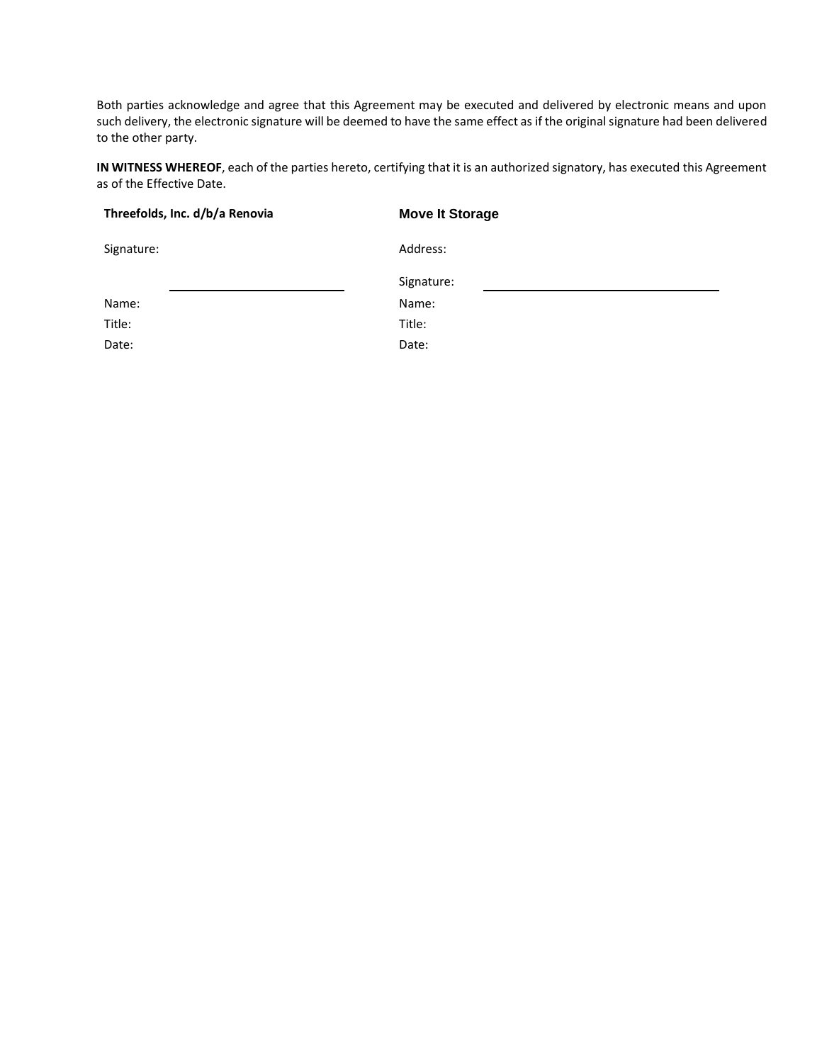Both parties acknowledge and agree that this Agreement may be executed and delivered by electronic means and upon such delivery, the electronic signature will be deemed to have the same effect as if the original signature had been delivered to the other party.

**IN WITNESS WHEREOF**, each of the parties hereto, certifying that it is an authorized signatory, has executed this Agreement as of the Effective Date.

| **Threefolds, Inc. d/b/a Renovia** | **Move It Storage** |
|---|---|
| Signature: | Address: |
| ______________________ | Signature: ______________________ |
| Name: | Name: |
| Title: | Title: |
| Date: | Date: |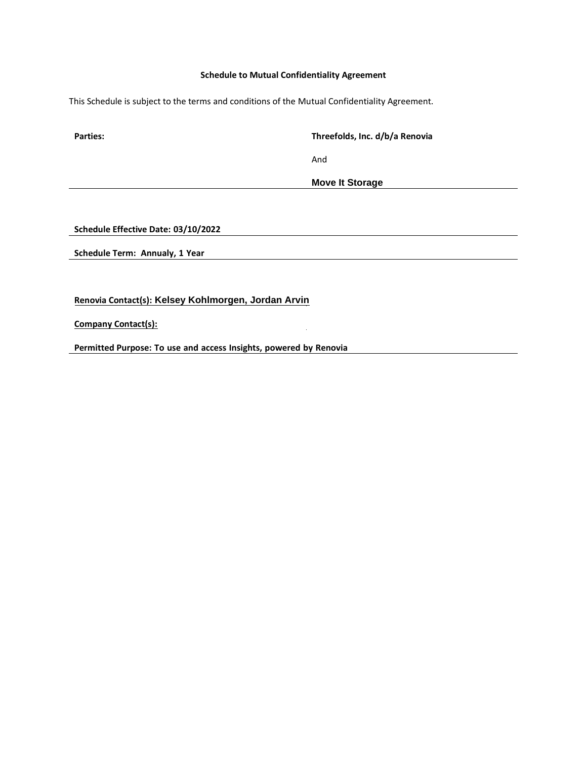**Schedule to Mutual Confidentiality Agreement**

This Schedule is subject to the terms and conditions of the Mutual Confidentiality Agreement.

**Parties:** **Threefolds, Inc. d/b/a Renovia**

And

**Move It Storage**

**Schedule Effective Date: 03/10/2022**

**Schedule Term: Annualy, 1 Year**

**Renovia Contact(s): Kelsey Kohlmorgen, Jordan Arvin**

**Company Contact(s):**

**Permitted Purpose: To use and access Insights, powered by Renovia**